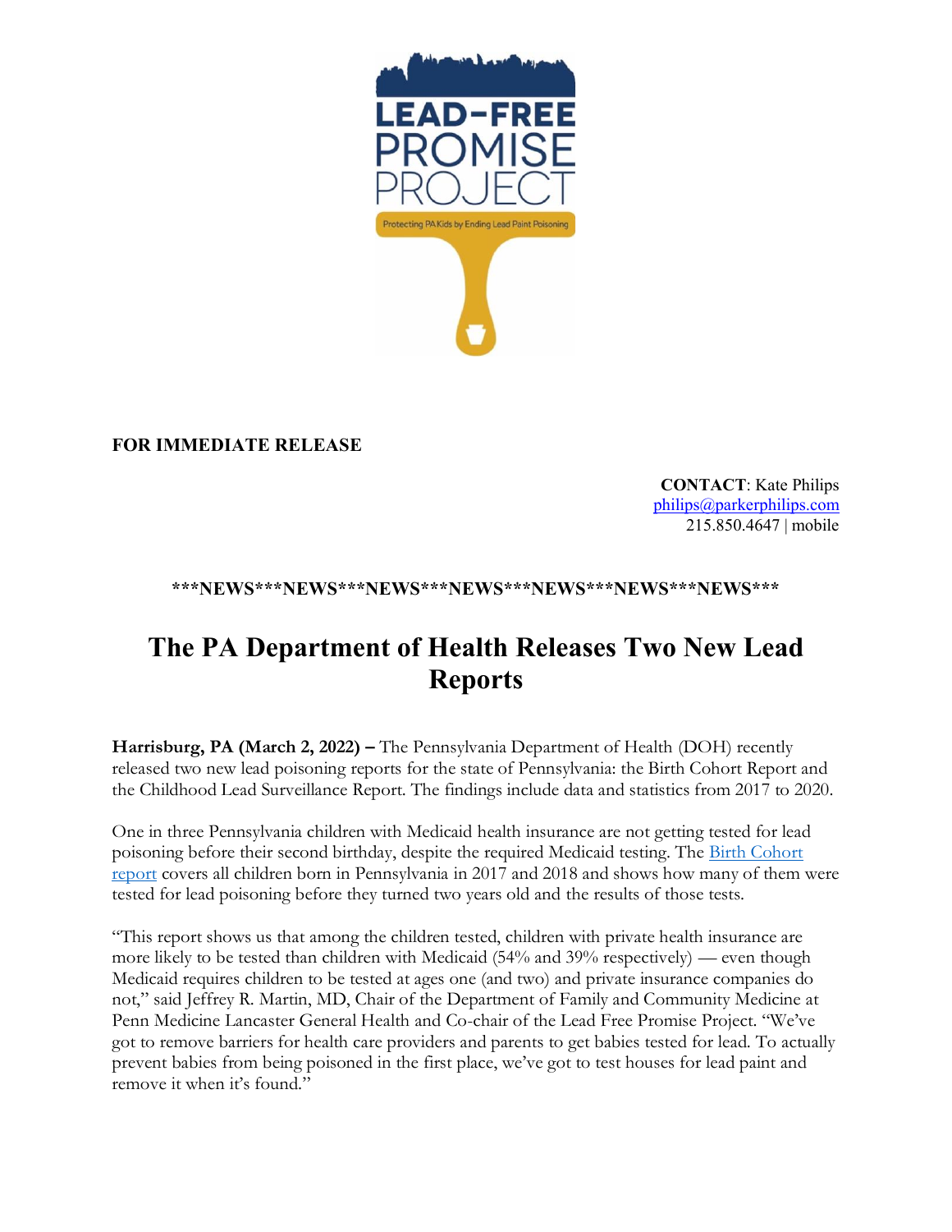FOR IMMEDIATE RELEASE

**CONTACT**: Kate Philips
philips@parkerphilips.com
215.850.4647 | mobile

**\*\*\*NEWS\*\*\*NEWS\*\*\*NEWS\*\*\*NEWS\*\*\*NEWS\*\*\*NEWS\*\*\*NEWS\*\*\***

# The PA Department of Health Releases Two New Lead Reports

**Harrisburg, PA (March 2, 2022) –** The Pennsylvania Department of Health (DOH) recently released two new lead poisoning reports for the state of Pennsylvania: the Birth Cohort Report and the Childhood Lead Surveillance Report. The findings include data and statistics from 2017 to 2020.

One in three Pennsylvania children with Medicaid health insurance are not getting tested for lead poisoning before their second birthday, despite the required Medicaid testing. The [Birth Cohort report](#) covers all children born in Pennsylvania in 2017 and 2018 and shows how many of them were tested for lead poisoning before they turned two years old and the results of those tests.

"This report shows us that among the children tested, children with private health insurance are more likely to be tested than children with Medicaid (54% and 39% respectively) — even though Medicaid requires children to be tested at ages one (and two) and private insurance companies do not," said Jeffrey R. Martin, MD, Chair of the Department of Family and Community Medicine at Penn Medicine Lancaster General Health and Co-chair of the Lead Free Promise Project. "We've got to remove barriers for health care providers and parents to get babies tested for lead. To actually prevent babies from being poisoned in the first place, we've got to test houses for lead paint and remove it when it's found."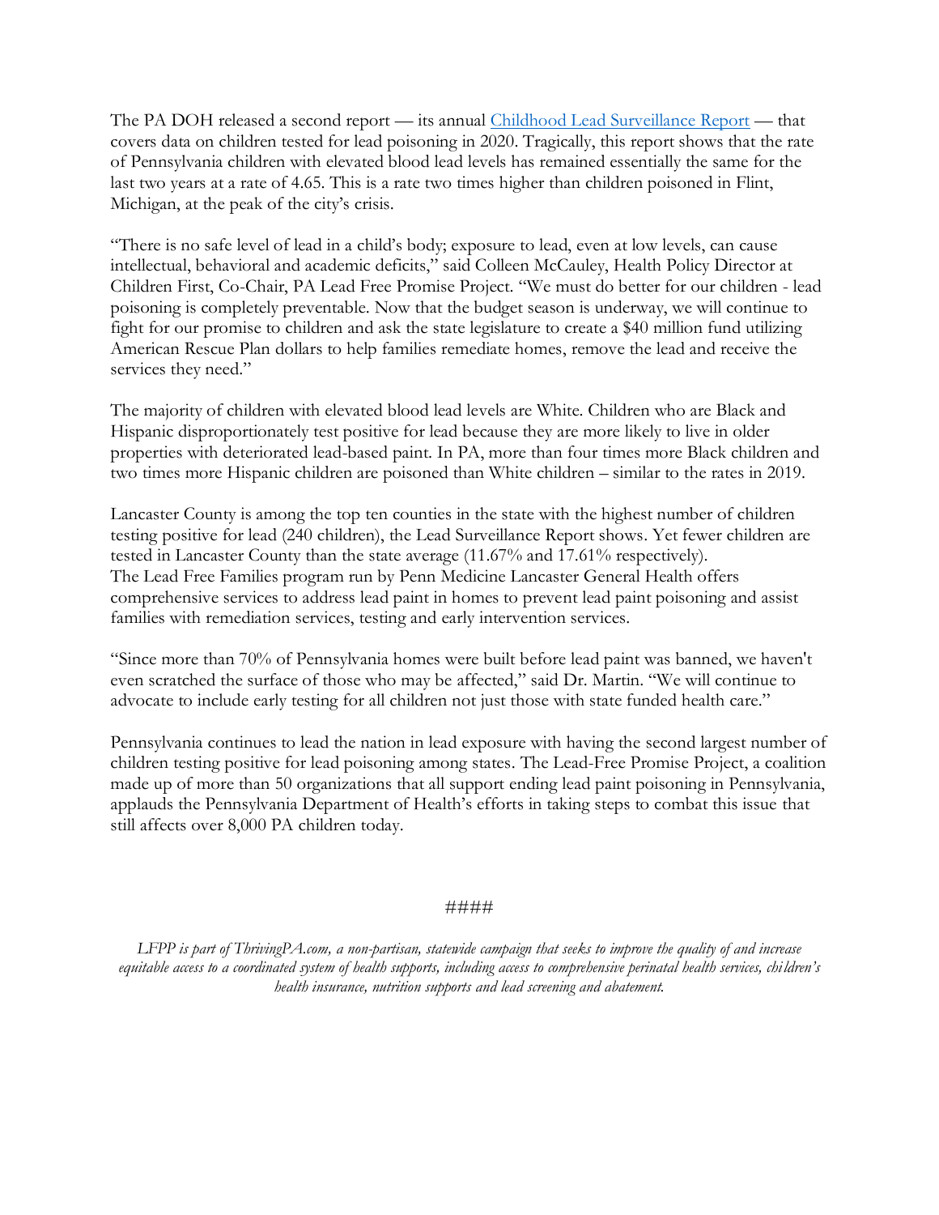The PA DOH released a second report — its annual [Childhood Lead Surveillance Report]() — that covers data on children tested for lead poisoning in 2020. Tragically, this report shows that the rate of Pennsylvania children with elevated blood lead levels has remained essentially the same for the last two years at a rate of 4.65. This is a rate two times higher than children poisoned in Flint, Michigan, at the peak of the city's crisis.

"There is no safe level of lead in a child's body; exposure to lead, even at low levels, can cause intellectual, behavioral and academic deficits," said Colleen McCauley, Health Policy Director at Children First, Co-Chair, PA Lead Free Promise Project. "We must do better for our children - lead poisoning is completely preventable. Now that the budget season is underway, we will continue to fight for our promise to children and ask the state legislature to create a $40 million fund utilizing American Rescue Plan dollars to help families remediate homes, remove the lead and receive the services they need."

The majority of children with elevated blood lead levels are White. Children who are Black and Hispanic disproportionately test positive for lead because they are more likely to live in older properties with deteriorated lead-based paint. In PA, more than four times more Black children and two times more Hispanic children are poisoned than White children – similar to the rates in 2019.

Lancaster County is among the top ten counties in the state with the highest number of children testing positive for lead (240 children), the Lead Surveillance Report shows. Yet fewer children are tested in Lancaster County than the state average (11.67% and 17.61% respectively).
The Lead Free Families program run by Penn Medicine Lancaster General Health offers comprehensive services to address lead paint in homes to prevent lead paint poisoning and assist families with remediation services, testing and early intervention services.

"Since more than 70% of Pennsylvania homes were built before lead paint was banned, we haven't even scratched the surface of those who may be affected," said Dr. Martin. "We will continue to advocate to include early testing for all children not just those with state funded health care."

Pennsylvania continues to lead the nation in lead exposure with having the second largest number of children testing positive for lead poisoning among states. The Lead-Free Promise Project, a coalition made up of more than 50 organizations that all support ending lead paint poisoning in Pennsylvania, applauds the Pennsylvania Department of Health's efforts in taking steps to combat this issue that still affects over 8,000 PA children today.

####

*LFPP is part of ThrivingPA.com, a non-partisan, statewide campaign that seeks to improve the quality of and increase equitable access to a coordinated system of health supports, including access to comprehensive perinatal health services, children's health insurance, nutrition supports and lead screening and abatement.*